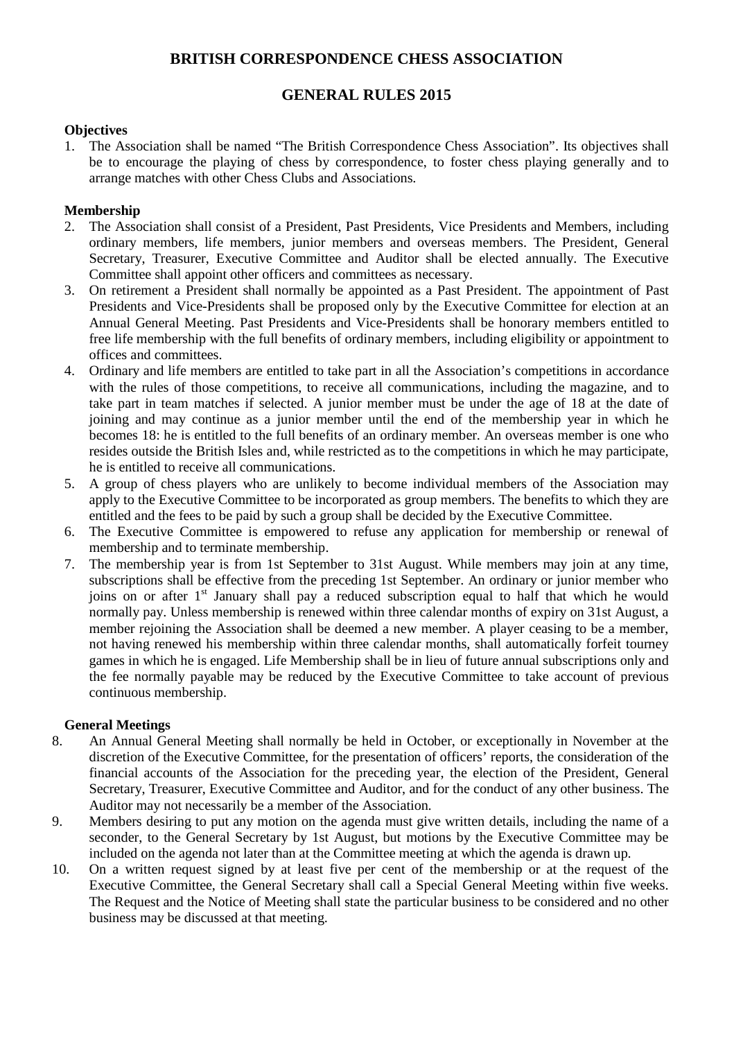# BRITISH CORRESPONDENCE CHESS ASSOCIATION

## GENERAL RULES 2015

### Objectives

1. The Association shall be named "The British Correspondence Chess Association". Its objectives shall be to encourage the playing of chess by correspondence, to foster chess playing generally and to arrange matches with other Chess Clubs and Associations.

### Membership

2. The Association shall consist of a President, Past Presidents, Vice Presidents and Members, including ordinary members, life members, junior members and overseas members. The President, General Secretary, Treasurer, Executive Committee and Auditor shall be elected annually. The Executive Committee shall appoint other officers and committees as necessary.
3. On retirement a President shall normally be appointed as a Past President. The appointment of Past Presidents and Vice-Presidents shall be proposed only by the Executive Committee for election at an Annual General Meeting. Past Presidents and Vice-Presidents shall be honorary members entitled to free life membership with the full benefits of ordinary members, including eligibility or appointment to offices and committees.
4. Ordinary and life members are entitled to take part in all the Association's competitions in accordance with the rules of those competitions, to receive all communications, including the magazine, and to take part in team matches if selected. A junior member must be under the age of 18 at the date of joining and may continue as a junior member until the end of the membership year in which he becomes 18: he is entitled to the full benefits of an ordinary member. An overseas member is one who resides outside the British Isles and, while restricted as to the competitions in which he may participate, he is entitled to receive all communications.
5. A group of chess players who are unlikely to become individual members of the Association may apply to the Executive Committee to be incorporated as group members. The benefits to which they are entitled and the fees to be paid by such a group shall be decided by the Executive Committee.
6. The Executive Committee is empowered to refuse any application for membership or renewal of membership and to terminate membership.
7. The membership year is from 1st September to 31st August. While members may join at any time, subscriptions shall be effective from the preceding 1st September. An ordinary or junior member who joins on or after 1st January shall pay a reduced subscription equal to half that which he would normally pay. Unless membership is renewed within three calendar months of expiry on 31st August, a member rejoining the Association shall be deemed a new member. A player ceasing to be a member, not having renewed his membership within three calendar months, shall automatically forfeit tourney games in which he is engaged. Life Membership shall be in lieu of future annual subscriptions only and the fee normally payable may be reduced by the Executive Committee to take account of previous continuous membership.

### General Meetings

8. An Annual General Meeting shall normally be held in October, or exceptionally in November at the discretion of the Executive Committee, for the presentation of officers' reports, the consideration of the financial accounts of the Association for the preceding year, the election of the President, General Secretary, Treasurer, Executive Committee and Auditor, and for the conduct of any other business. The Auditor may not necessarily be a member of the Association.
9. Members desiring to put any motion on the agenda must give written details, including the name of a seconder, to the General Secretary by 1st August, but motions by the Executive Committee may be included on the agenda not later than at the Committee meeting at which the agenda is drawn up.
10. On a written request signed by at least five per cent of the membership or at the request of the Executive Committee, the General Secretary shall call a Special General Meeting within five weeks. The Request and the Notice of Meeting shall state the particular business to be considered and no other business may be discussed at that meeting.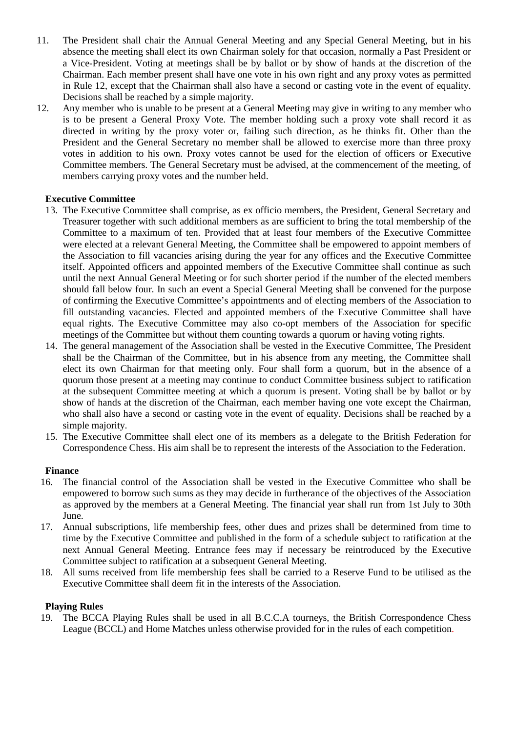11. The President shall chair the Annual General Meeting and any Special General Meeting, but in his absence the meeting shall elect its own Chairman solely for that occasion, normally a Past President or a Vice-President. Voting at meetings shall be by ballot or by show of hands at the discretion of the Chairman. Each member present shall have one vote in his own right and any proxy votes as permitted in Rule 12, except that the Chairman shall also have a second or casting vote in the event of equality. Decisions shall be reached by a simple majority.
12. Any member who is unable to be present at a General Meeting may give in writing to any member who is to be present a General Proxy Vote. The member holding such a proxy vote shall record it as directed in writing by the proxy voter or, failing such direction, as he thinks fit. Other than the President and the General Secretary no member shall be allowed to exercise more than three proxy votes in addition to his own. Proxy votes cannot be used for the election of officers or Executive Committee members. The General Secretary must be advised, at the commencement of the meeting, of members carrying proxy votes and the number held.

**Executive Committee**

13. The Executive Committee shall comprise, as ex officio members, the President, General Secretary and Treasurer together with such additional members as are sufficient to bring the total membership of the Committee to a maximum of ten. Provided that at least four members of the Executive Committee were elected at a relevant General Meeting, the Committee shall be empowered to appoint members of the Association to fill vacancies arising during the year for any offices and the Executive Committee itself. Appointed officers and appointed members of the Executive Committee shall continue as such until the next Annual General Meeting or for such shorter period if the number of the elected members should fall below four. In such an event a Special General Meeting shall be convened for the purpose of confirming the Executive Committee's appointments and of electing members of the Association to fill outstanding vacancies. Elected and appointed members of the Executive Committee shall have equal rights. The Executive Committee may also co-opt members of the Association for specific meetings of the Committee but without them counting towards a quorum or having voting rights.
14. The general management of the Association shall be vested in the Executive Committee, The President shall be the Chairman of the Committee, but in his absence from any meeting, the Committee shall elect its own Chairman for that meeting only. Four shall form a quorum, but in the absence of a quorum those present at a meeting may continue to conduct Committee business subject to ratification at the subsequent Committee meeting at which a quorum is present. Voting shall be by ballot or by show of hands at the discretion of the Chairman, each member having one vote except the Chairman, who shall also have a second or casting vote in the event of equality. Decisions shall be reached by a simple majority.
15. The Executive Committee shall elect one of its members as a delegate to the British Federation for Correspondence Chess. His aim shall be to represent the interests of the Association to the Federation.

**Finance**

16. The financial control of the Association shall be vested in the Executive Committee who shall be empowered to borrow such sums as they may decide in furtherance of the objectives of the Association as approved by the members at a General Meeting. The financial year shall run from 1st July to 30th June.
17. Annual subscriptions, life membership fees, other dues and prizes shall be determined from time to time by the Executive Committee and published in the form of a schedule subject to ratification at the next Annual General Meeting. Entrance fees may if necessary be reintroduced by the Executive Committee subject to ratification at a subsequent General Meeting.
18. All sums received from life membership fees shall be carried to a Reserve Fund to be utilised as the Executive Committee shall deem fit in the interests of the Association.

**Playing Rules**

19. The BCCA Playing Rules shall be used in all B.C.C.A tourneys, the British Correspondence Chess League (BCCL) and Home Matches unless otherwise provided for in the rules of each competition.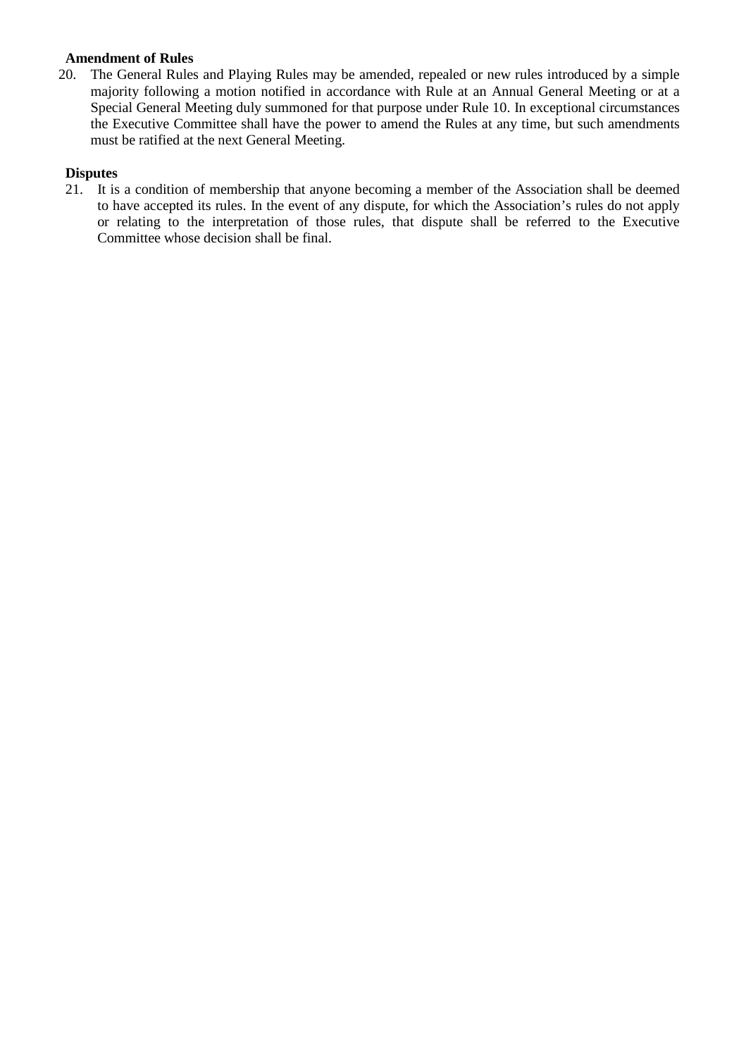**Amendment of Rules**

20. The General Rules and Playing Rules may be amended, repealed or new rules introduced by a simple majority following a motion notified in accordance with Rule at an Annual General Meeting or at a Special General Meeting duly summoned for that purpose under Rule 10. In exceptional circumstances the Executive Committee shall have the power to amend the Rules at any time, but such amendments must be ratified at the next General Meeting.

**Disputes**

21. It is a condition of membership that anyone becoming a member of the Association shall be deemed to have accepted its rules. In the event of any dispute, for which the Association's rules do not apply or relating to the interpretation of those rules, that dispute shall be referred to the Executive Committee whose decision shall be final.